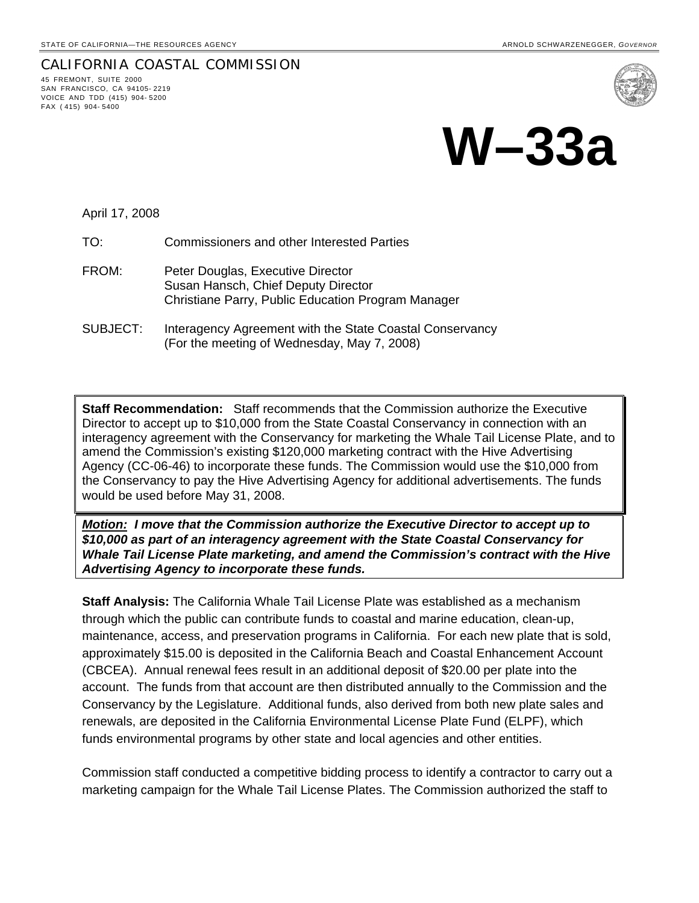STATE OF CALIFORNIA—THE RESOURCES AGENCY — ARNOLD SCHWARZENEGGER, *GOVERNOR*

CALIFORNIA COASTAL COMMISSION
45 FREMONT, SUITE 2000
SAN FRANCISCO, CA 94105-2219
VOICE AND TDD (415) 904-5200
FAX (415) 904-5400

# W–33a

April 17, 2008

TO: Commissioners and other Interested Parties

FROM: Peter Douglas, Executive Director
Susan Hansch, Chief Deputy Director
Christiane Parry, Public Education Program Manager

SUBJECT: Interagency Agreement with the State Coastal Conservancy
(For the meeting of Wednesday, May 7, 2008)

**Staff Recommendation:** Staff recommends that the Commission authorize the Executive Director to accept up to $10,000 from the State Coastal Conservancy in connection with an interagency agreement with the Conservancy for marketing the Whale Tail License Plate, and to amend the Commission's existing $120,000 marketing contract with the Hive Advertising Agency (CC-06-46) to incorporate these funds. The Commission would use the $10,000 from the Conservancy to pay the Hive Advertising Agency for additional advertisements. The funds would be used before May 31, 2008.

***Motion:* I move that the Commission authorize the Executive Director to accept up to $10,000 as part of an interagency agreement with the State Coastal Conservancy for Whale Tail License Plate marketing, and amend the Commission's contract with the Hive Advertising Agency to incorporate these funds.**

**Staff Analysis:** The California Whale Tail License Plate was established as a mechanism through which the public can contribute funds to coastal and marine education, clean-up, maintenance, access, and preservation programs in California. For each new plate that is sold, approximately $15.00 is deposited in the California Beach and Coastal Enhancement Account (CBCEA). Annual renewal fees result in an additional deposit of $20.00 per plate into the account. The funds from that account are then distributed annually to the Commission and the Conservancy by the Legislature. Additional funds, also derived from both new plate sales and renewals, are deposited in the California Environmental License Plate Fund (ELPF), which funds environmental programs by other state and local agencies and other entities.

Commission staff conducted a competitive bidding process to identify a contractor to carry out a marketing campaign for the Whale Tail License Plates. The Commission authorized the staff to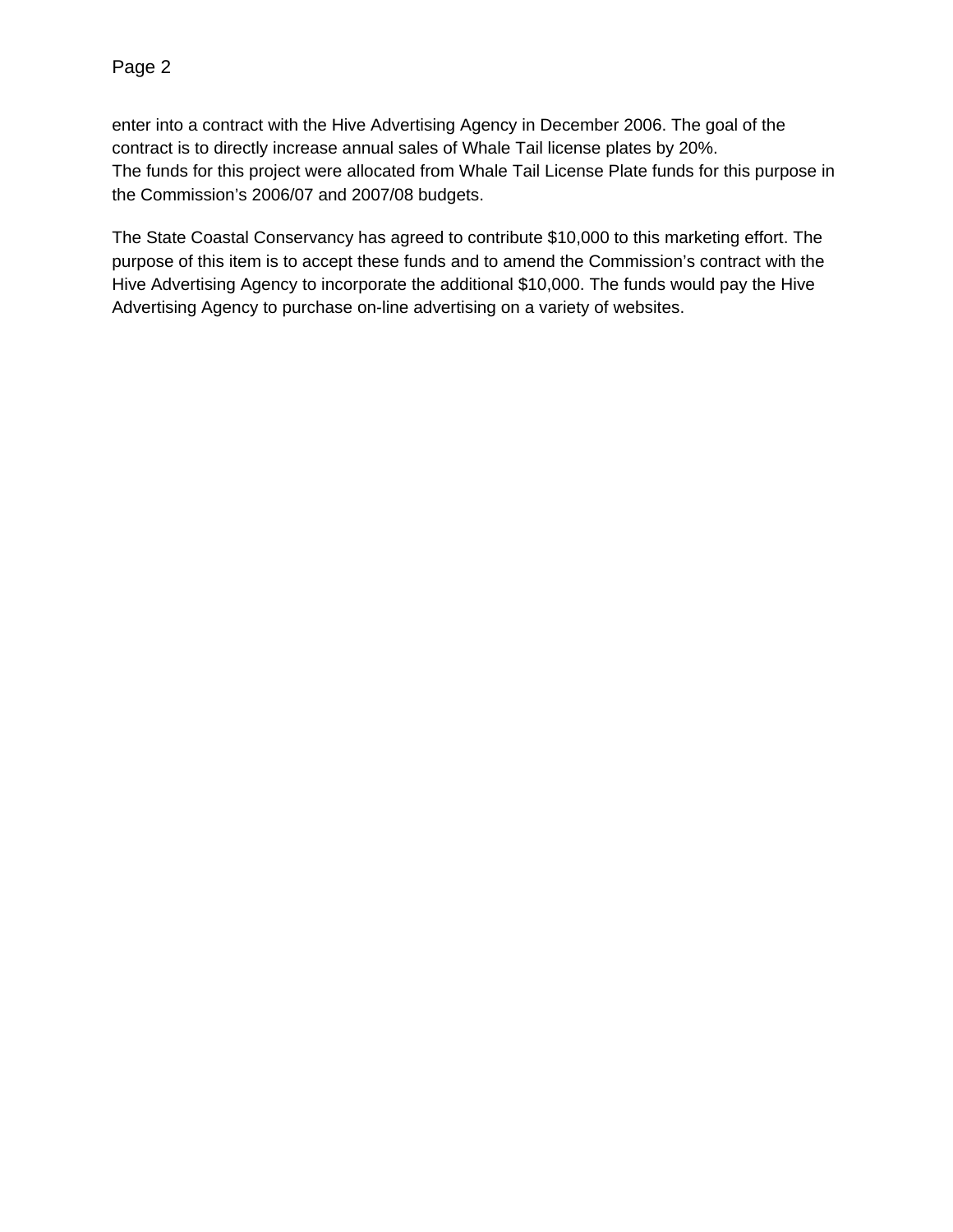enter into a contract with the Hive Advertising Agency in December 2006. The goal of the contract is to directly increase annual sales of Whale Tail license plates by 20%.
The funds for this project were allocated from Whale Tail License Plate funds for this purpose in the Commission's 2006/07 and 2007/08 budgets.

The State Coastal Conservancy has agreed to contribute $10,000 to this marketing effort. The purpose of this item is to accept these funds and to amend the Commission's contract with the Hive Advertising Agency to incorporate the additional $10,000. The funds would pay the Hive Advertising Agency to purchase on-line advertising on a variety of websites.